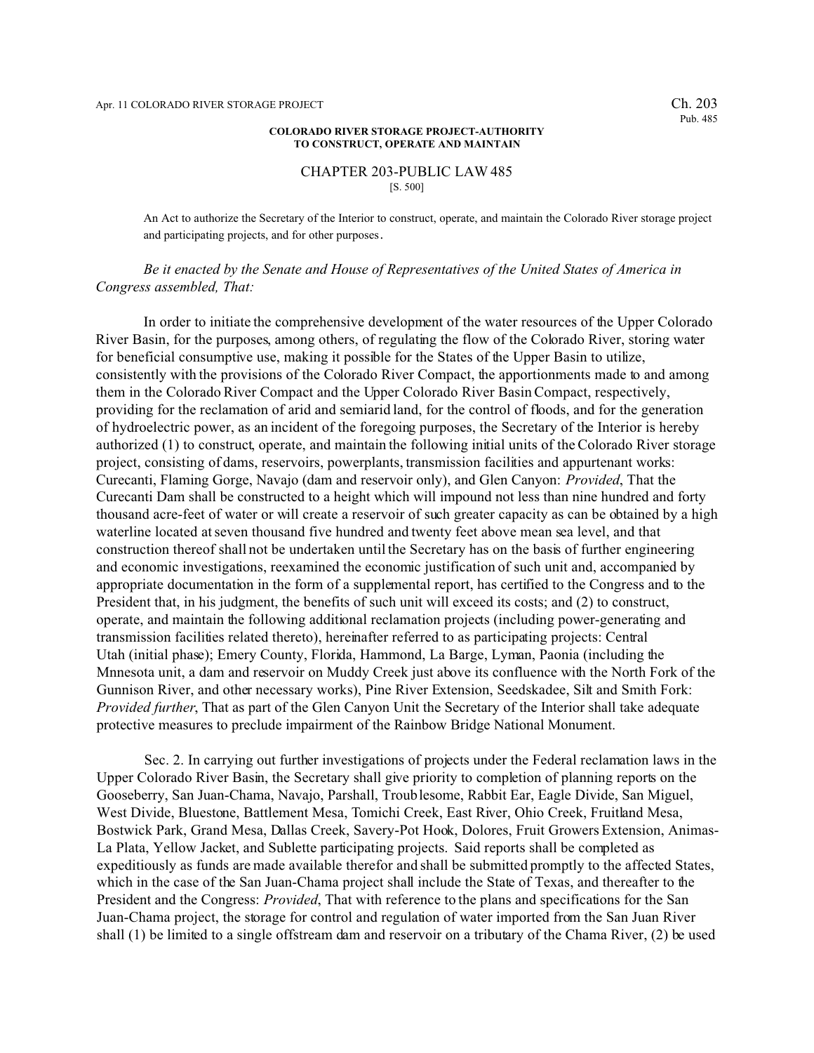**COLORADO RIVER STORAGE PROJECT-AUTHORITY TO CONSTRUCT, OPERATE AND MAINTAIN**

# CHAPTER 203-PUBLIC LAW 485

[S. 500]

An Act to authorize the Secretary of the Interior to construct, operate, and maintain the Colorado River storage project and participating projects, and for other purposes.

*Be it enacted by the Senate and House of Representatives of the United States of America in Congress assembled, That:*

In order to initiate the comprehensive development of the water resources of the Upper Colorado River Basin, for the purposes, among others, of regulating the flow of the Colorado River, storing water for beneficial consumptive use, making it possible for the States of the Upper Basin to utilize, consistently with the provisions of the Colorado River Compact, the apportionments made to and among them in the Colorado River Compact and the Upper Colorado River Basin Compact, respectively, providing for the reclamation of arid and semiarid land, for the control of floods, and for the generation of hydroelectric power, as an incident of the foregoing purposes, the Secretary of the Interior is hereby authorized (1) to construct, operate, and maintain the following initial units of the Colorado River storage project, consisting of dams, reservoirs, powerplants, transmission facilities and appurtenant works: Curecanti, Flaming Gorge, Navajo (dam and reservoir only), and Glen Canyon: *Provided*, That the Curecanti Dam shall be constructed to a height which will impound not less than nine hundred and forty thousand acre-feet of water or will create a reservoir of such greater capacity as can be obtained by a high waterline located at seven thousand five hundred and twenty feet above mean sea level, and that construction thereof shall not be undertaken until the Secretary has on the basis of further engineering and economic investigations, reexamined the economic justification of such unit and, accompanied by appropriate documentation in the form of a supplemental report, has certified to the Congress and to the President that, in his judgment, the benefits of such unit will exceed its costs; and (2) to construct, operate, and maintain the following additional reclamation projects (including power-generating and transmission facilities related thereto), hereinafter referred to as participating projects: Central Utah (initial phase); Emery County, Florida, Hammond, La Barge, Lyman, Paonia (including the Mnnesota unit, a dam and reservoir on Muddy Creek just above its confluence with the North Fork of the Gunnison River, and other necessary works), Pine River Extension, Seedskadee, Silt and Smith Fork: *Provided further*, That as part of the Glen Canyon Unit the Secretary of the Interior shall take adequate protective measures to preclude impairment of the Rainbow Bridge National Monument.

Sec. 2. In carrying out further investigations of projects under the Federal reclamation laws in the Upper Colorado River Basin, the Secretary shall give priority to completion of planning reports on the Gooseberry, San Juan-Chama, Navajo, Parshall, Troublesome, Rabbit Ear, Eagle Divide, San Miguel, West Divide, Bluestone, Battlement Mesa, Tomichi Creek, East River, Ohio Creek, Fruitland Mesa, Bostwick Park, Grand Mesa, Dallas Creek, Savery-Pot Hook, Dolores, Fruit Growers Extension, Animas-La Plata, Yellow Jacket, and Sublette participating projects. Said reports shall be completed as expeditiously as funds are made available therefor and shall be submitted promptly to the affected States, which in the case of the San Juan-Chama project shall include the State of Texas, and thereafter to the President and the Congress: *Provided*, That with reference to the plans and specifications for the San Juan-Chama project, the storage for control and regulation of water imported from the San Juan River shall (1) be limited to a single offstream dam and reservoir on a tributary of the Chama River, (2) be used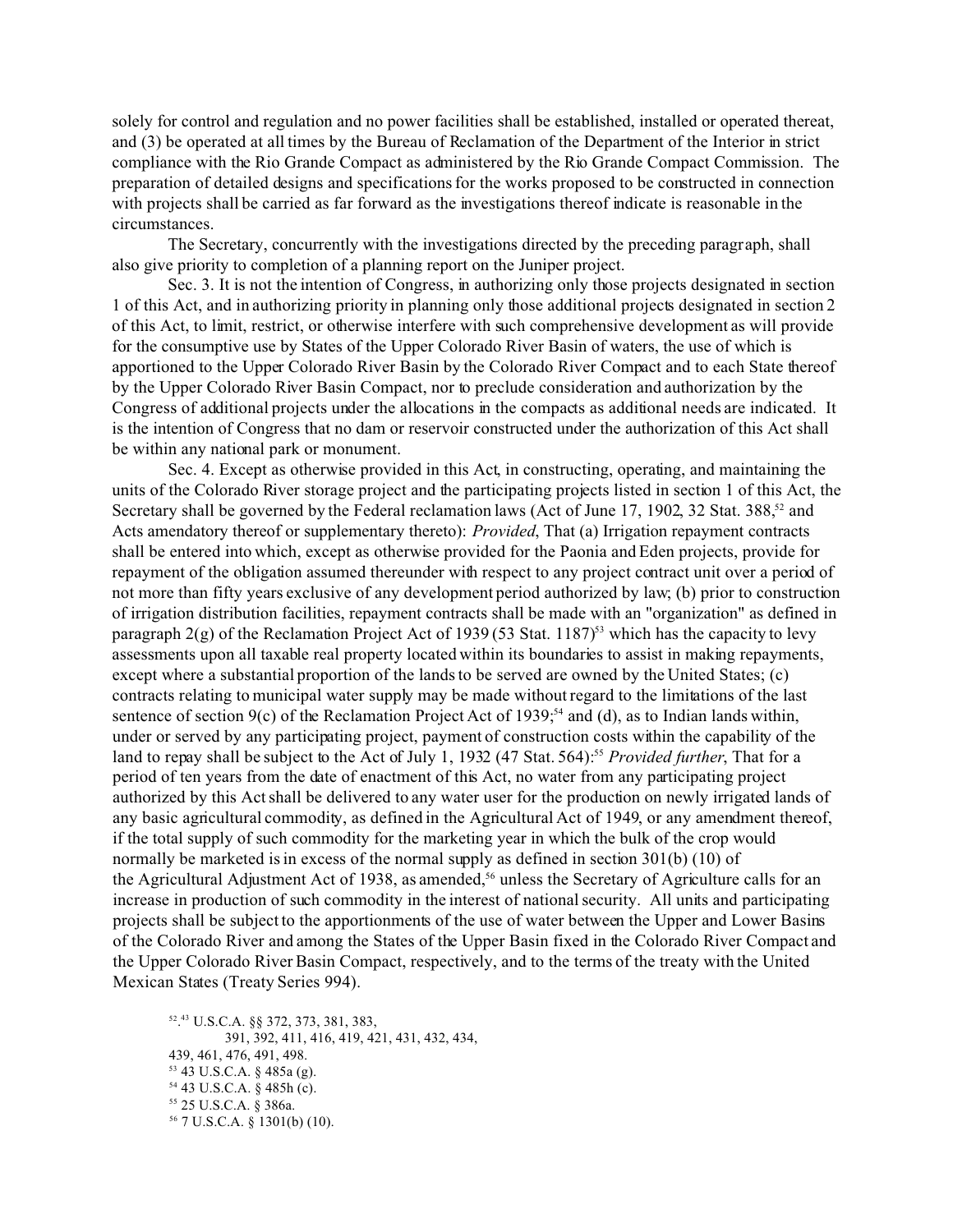solely for control and regulation and no power facilities shall be established, installed or operated thereat, and (3) be operated at all times by the Bureau of Reclamation of the Department of the Interior in strict compliance with the Rio Grande Compact as administered by the Rio Grande Compact Commission. The preparation of detailed designs and specifications for the works proposed to be constructed in connection with projects shall be carried as far forward as the investigations thereof indicate is reasonable in the circumstances.

The Secretary, concurrently with the investigations directed by the preceding paragraph, shall also give priority to completion of a planning report on the Juniper project.

Sec. 3. It is not the intention of Congress, in authorizing only those projects designated in section 1 of this Act, and in authorizing priority in planning only those additional projects designated in section 2 of this Act, to limit, restrict, or otherwise interfere with such comprehensive development as will provide for the consumptive use by States of the Upper Colorado River Basin of waters, the use of which is apportioned to the Upper Colorado River Basin by the Colorado River Compact and to each State thereof by the Upper Colorado River Basin Compact, nor to preclude consideration and authorization by the Congress of additional projects under the allocations in the compacts as additional needs are indicated. It is the intention of Congress that no dam or reservoir constructed under the authorization of this Act shall be within any national park or monument.

Sec. 4. Except as otherwise provided in this Act, in constructing, operating, and maintaining the units of the Colorado River storage project and the participating projects listed in section 1 of this Act, the Secretary shall be governed by the Federal reclamation laws (Act of June 17, 1902, 32 Stat. 388,[52] and Acts amendatory thereof or supplementary thereto): *Provided*, That (a) Irrigation repayment contracts shall be entered into which, except as otherwise provided for the Paonia and Eden projects, provide for repayment of the obligation assumed thereunder with respect to any project contract unit over a period of not more than fifty years exclusive of any development period authorized by law; (b) prior to construction of irrigation distribution facilities, repayment contracts shall be made with an "organization" as defined in paragraph 2(g) of the Reclamation Project Act of 1939 (53 Stat. 1187)[53] which has the capacity to levy assessments upon all taxable real property located within its boundaries to assist in making repayments, except where a substantial proportion of the lands to be served are owned by the United States; (c) contracts relating to municipal water supply may be made without regard to the limitations of the last sentence of section 9(c) of the Reclamation Project Act of 1939;[54] and (d), as to Indian lands within, under or served by any participating project, payment of construction costs within the capability of the land to repay shall be subject to the Act of July 1, 1932 (47 Stat. 564):[55] *Provided further*, That for a period of ten years from the date of enactment of this Act, no water from any participating project authorized by this Act shall be delivered to any water user for the production on newly irrigated lands of any basic agricultural commodity, as defined in the Agricultural Act of 1949, or any amendment thereof, if the total supply of such commodity for the marketing year in which the bulk of the crop would normally be marketed is in excess of the normal supply as defined in section 301(b) (10) of the Agricultural Adjustment Act of 1938, as amended,[56] unless the Secretary of Agriculture calls for an increase in production of such commodity in the interest of national security. All units and participating projects shall be subject to the apportionments of the use of water between the Upper and Lower Basins of the Colorado River and among the States of the Upper Basin fixed in the Colorado River Compact and the Upper Colorado River Basin Compact, respectively, and to the terms of the treaty with the United Mexican States (Treaty Series 994).

[52] 43 U.S.C.A. §§ 372, 373, 381, 383, 391, 392, 411, 416, 419, 421, 431, 432, 434, 439, 461, 476, 491, 498.

[53] 43 U.S.C.A. § 485a (g).

[54] 43 U.S.C.A. § 485h (c).

[55] 25 U.S.C.A. § 386a.

[56] 7 U.S.C.A. § 1301(b) (10).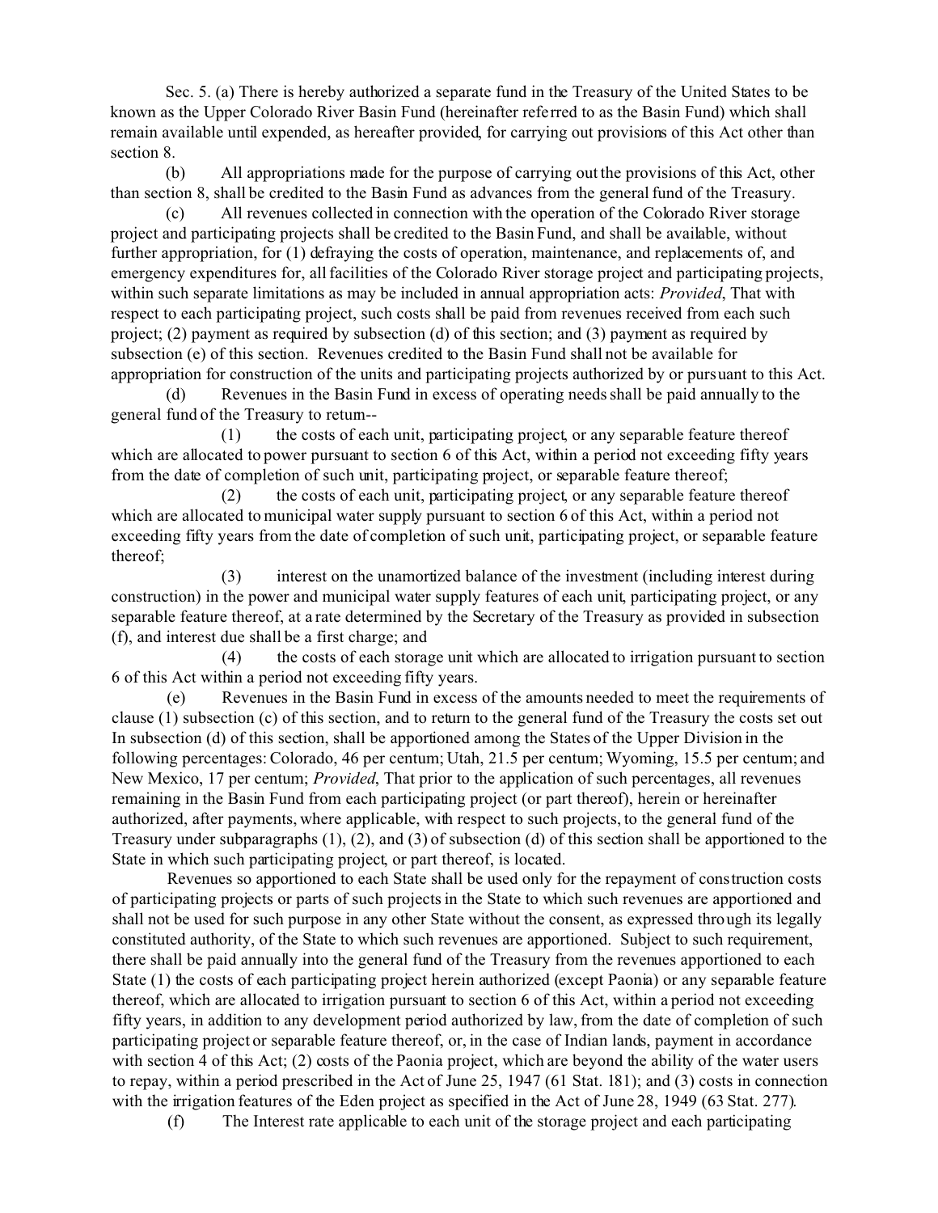Sec. 5. (a) There is hereby authorized a separate fund in the Treasury of the United States to be known as the Upper Colorado River Basin Fund (hereinafter referred to as the Basin Fund) which shall remain available until expended, as hereafter provided, for carrying out provisions of this Act other than section 8.

(b) All appropriations made for the purpose of carrying out the provisions of this Act, other than section 8, shall be credited to the Basin Fund as advances from the general fund of the Treasury.

(c) All revenues collected in connection with the operation of the Colorado River storage project and participating projects shall be credited to the Basin Fund, and shall be available, without further appropriation, for (1) defraying the costs of operation, maintenance, and replacements of, and emergency expenditures for, all facilities of the Colorado River storage project and participating projects, within such separate limitations as may be included in annual appropriation acts: *Provided*, That with respect to each participating project, such costs shall be paid from revenues received from each such project; (2) payment as required by subsection (d) of this section; and (3) payment as required by subsection (e) of this section. Revenues credited to the Basin Fund shall not be available for appropriation for construction of the units and participating projects authorized by or pursuant to this Act.

(d) Revenues in the Basin Fund in excess of operating needs shall be paid annually to the general fund of the Treasury to return--

(1) the costs of each unit, participating project, or any separable feature thereof which are allocated to power pursuant to section 6 of this Act, within a period not exceeding fifty years from the date of completion of such unit, participating project, or separable feature thereof;

(2) the costs of each unit, participating project, or any separable feature thereof which are allocated to municipal water supply pursuant to section 6 of this Act, within a period not exceeding fifty years from the date of completion of such unit, participating project, or separable feature thereof;

(3) interest on the unamortized balance of the investment (including interest during construction) in the power and municipal water supply features of each unit, participating project, or any separable feature thereof, at a rate determined by the Secretary of the Treasury as provided in subsection (f), and interest due shall be a first charge; and

(4) the costs of each storage unit which are allocated to irrigation pursuant to section 6 of this Act within a period not exceeding fifty years.

(e) Revenues in the Basin Fund in excess of the amounts needed to meet the requirements of clause (1) subsection (c) of this section, and to return to the general fund of the Treasury the costs set out In subsection (d) of this section, shall be apportioned among the States of the Upper Division in the following percentages: Colorado, 46 per centum; Utah, 21.5 per centum; Wyoming, 15.5 per centum; and New Mexico, 17 per centum; *Provided*, That prior to the application of such percentages, all revenues remaining in the Basin Fund from each participating project (or part thereof), herein or hereinafter authorized, after payments, where applicable, with respect to such projects, to the general fund of the Treasury under subparagraphs (1), (2), and (3) of subsection (d) of this section shall be apportioned to the State in which such participating project, or part thereof, is located.

Revenues so apportioned to each State shall be used only for the repayment of construction costs of participating projects or parts of such projects in the State to which such revenues are apportioned and shall not be used for such purpose in any other State without the consent, as expressed through its legally constituted authority, of the State to which such revenues are apportioned. Subject to such requirement, there shall be paid annually into the general fund herein the Treasury from the revenues apportioned to each State (1) the costs of each participating project herein authorized (except Paonia) or any separable feature thereof, which are allocated to irrigation pursuant to section 6 of this Act, within a period not exceeding fifty years, in addition to any development period authorized by law, from the date of completion of such participating project or separable feature thereof, or, in the case of Indian lands, payment in accordance with section 4 of this Act; (2) costs of the Paonia project, which are beyond the ability of the water users to repay, within a period prescribed in the Act of June 25, 1947 (61 Stat. 181); and (3) costs in connection with the irrigation features of the Eden project as specified in the Act of June 28, 1949 (63 Stat. 277).

(f) The Interest rate applicable to each unit of the storage project and each participating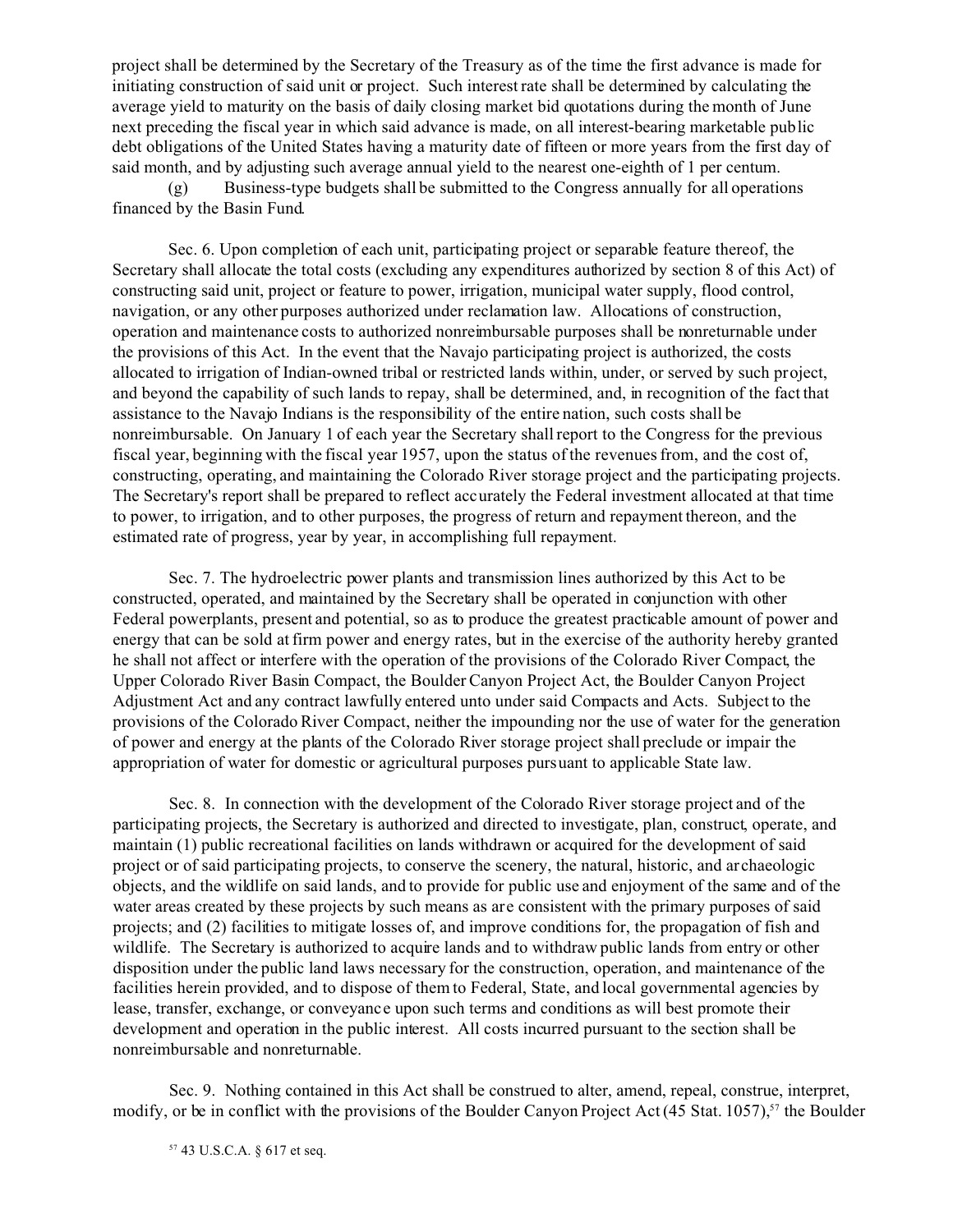project shall be determined by the Secretary of the Treasury as of the time the first advance is made for initiating construction of said unit or project. Such interest rate shall be determined by calculating the average yield to maturity on the basis of daily closing market bid quotations during the month of June next preceding the fiscal year in which said advance is made, on all interest-bearing marketable public debt obligations of the United States having a maturity date of fifteen or more years from the first day of said month, and by adjusting such average annual yield to the nearest one-eighth of 1 per centum.

(g) Business-type budgets shall be submitted to the Congress annually for all operations financed by the Basin Fund.

Sec. 6. Upon completion of each unit, participating project or separable feature thereof, the Secretary shall allocate the total costs (excluding any expenditures authorized by section 8 of this Act) of constructing said unit, project or feature to power, irrigation, municipal water supply, flood control, navigation, or any other purposes authorized under reclamation law. Allocations of construction, operation and maintenance costs to authorized nonreimbursable purposes shall be nonreturnable under the provisions of this Act. In the event that the Navajo participating project is authorized, the costs allocated to irrigation of Indian-owned tribal or restricted lands within, under, or served by such project, and beyond the capability of such lands to repay, shall be determined, and, in recognition of the fact that assistance to the Navajo Indians is the responsibility of the entire nation, such costs shall be nonreimbursable. On January 1 of each year the Secretary shall report to the Congress for the previous fiscal year, beginning with the fiscal year 1957, upon the status of the revenues from, and the cost of, constructing, operating, and maintaining the Colorado River storage project and the participating projects. The Secretary's report shall be prepared to reflect accurately the Federal investment allocated at that time to power, to irrigation, and to other purposes, the progress of return and repayment thereon, and the estimated rate of progress, year by year, in accomplishing full repayment.

Sec. 7. The hydroelectric power plants and transmission lines authorized by this Act to be constructed, operated, and maintained by the Secretary shall be operated in conjunction with other Federal powerplants, present and potential, so as to produce the greatest practicable amount of power and energy that can be sold at firm power and energy rates, but in the exercise of the authority hereby granted he shall not affect or interfere with the operation of the provisions of the Colorado River Compact, the Upper Colorado River Basin Compact, the Boulder Canyon Project Act, the Boulder Canyon Project Adjustment Act and any contract lawfully entered unto under said Compacts and Acts. Subject to the provisions of the Colorado River Compact, neither the impounding nor the use of water for the generation of power and energy at the plants of the Colorado River storage project shall preclude or impair the appropriation of water for domestic or agricultural purposes pursuant to applicable State law.

Sec. 8. In connection with the development of the Colorado River storage project and of the participating projects, the Secretary is authorized and directed to investigate, plan, construct, operate, and maintain (1) public recreational facilities on lands withdrawn or acquired for the development of said project or of said participating projects, to conserve the scenery, the natural, historic, and archaeologic objects, and the wildlife on said lands, and to provide for public use and enjoyment of the same and of the water areas created by these projects by such means as are consistent with the primary purposes of said projects; and (2) facilities to mitigate losses of, and improve conditions for, the propagation of fish and wildlife. The Secretary is authorized to acquire lands and to withdraw public lands from entry or other disposition under the public land laws necessary for the construction, operation, and maintenance of the facilities herein provided, and to dispose of them to Federal, State, and local governmental agencies by lease, transfer, exchange, or conveyance upon such terms and conditions as will best promote their development and operation in the public interest. All costs incurred pursuant to the section shall be nonreimbursable and nonreturnable.

Sec. 9. Nothing contained in this Act shall be construed to alter, amend, repeal, construe, interpret, modify, or be in conflict with the provisions of the Boulder Canyon Project Act (45 Stat. 1057),[57] the Boulder

[57] 43 U.S.C.A. § 617 et seq.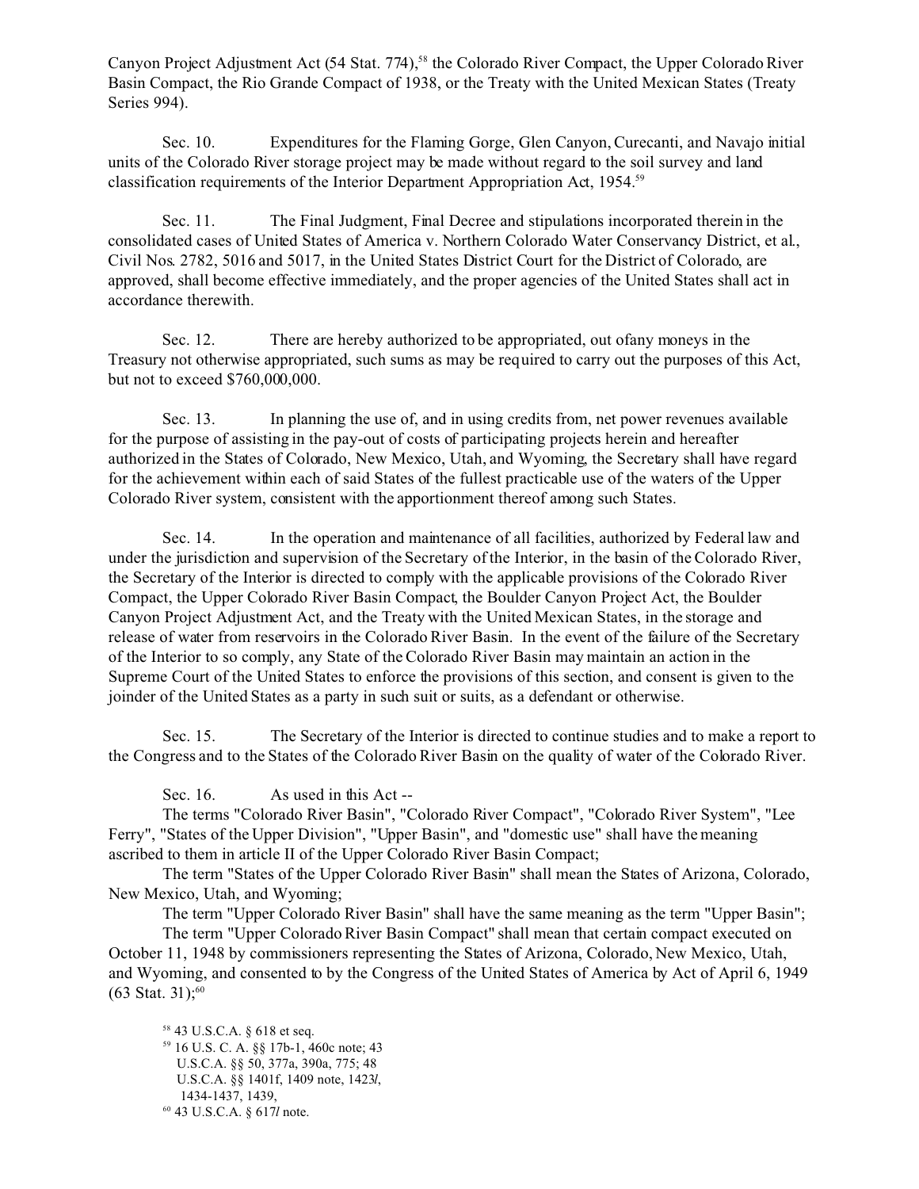Canyon Project Adjustment Act (54 Stat. 774),[58] the Colorado River Compact, the Upper Colorado River Basin Compact, the Rio Grande Compact of 1938, or the Treaty with the United Mexican States (Treaty Series 994).

Sec. 10. Expenditures for the Flaming Gorge, Glen Canyon, Curecanti, and Navajo initial units of the Colorado River storage project may be made without regard to the soil survey and land classification requirements of the Interior Department Appropriation Act, 1954.[59]

Sec. 11. The Final Judgment, Final Decree and stipulations incorporated therein in the consolidated cases of United States of America v. Northern Colorado Water Conservancy District, et al., Civil Nos. 2782, 5016 and 5017, in the United States District Court for the District of Colorado, are approved, shall become effective immediately, and the proper agencies of the United States shall act in accordance therewith.

Sec. 12. There are hereby authorized to be appropriated, out ofany moneys in the Treasury not otherwise appropriated, such sums as may be required to carry out the purposes of this Act, but not to exceed $760,000,000.

Sec. 13. In planning the use of, and in using credits from, net power revenues available for the purpose of assisting in the pay-out of costs of participating projects herein and hereafter authorized in the States of Colorado, New Mexico, Utah, and Wyoming, the Secretary shall have regard for the achievement within each of said States of the fullest practicable use of the waters of the Upper Colorado River system, consistent with the apportionment thereof among such States.

Sec. 14. In the operation and maintenance of all facilities, authorized by Federal law and under the jurisdiction and supervision of the Secretary of the Interior, in the basin of the Colorado River, the Secretary of the Interior is directed to comply with the applicable provisions of the Colorado River Compact, the Upper Colorado River Basin Compact, the Boulder Canyon Project Act, the Boulder Canyon Project Adjustment Act, and the Treaty with the United Mexican States, in the storage and release of water from reservoirs in the Colorado River Basin. In the event of the failure of the Secretary of the Interior to so comply, any State of the Colorado River Basin may maintain an action in the Supreme Court of the United States to enforce the provisions of this section, and consent is given to the joinder of the United States as a party in such suit or suits, as a defendant or otherwise.

Sec. 15. The Secretary of the Interior is directed to continue studies and to make a report to the Congress and to the States of the Colorado River Basin on the quality of water of the Colorado River.

Sec. 16. As used in this Act --

The terms "Colorado River Basin", "Colorado River Compact", "Colorado River System", "Lee Ferry", "States of the Upper Division", "Upper Basin", and "domestic use" shall have the meaning ascribed to them in article II of the Upper Colorado River Basin Compact;

The term "States of the Upper Colorado River Basin" shall mean the States of Arizona, Colorado, New Mexico, Utah, and Wyoming;

The term "Upper Colorado River Basin" shall have the same meaning as the term "Upper Basin";

The term "Upper Colorado River Basin Compact" shall mean that certain compact executed on October 11, 1948 by commissioners representing the States of Arizona, Colorado, New Mexico, Utah, and Wyoming, and consented to by the Congress of the United States of America by Act of April 6, 1949 (63 Stat. 31);[60]

[58] 43 U.S.C.A. § 618 et seq.

[59] 16 U.S. C. A. §§ 17b-1, 460c note; 43 U.S.C.A. §§ 50, 377a, 390a, 775; 48 U.S.C.A. §§ 1401f, 1409 note, 1423*l*, 1434-1437, 1439,

[60] 43 U.S.C.A. § 617*l* note.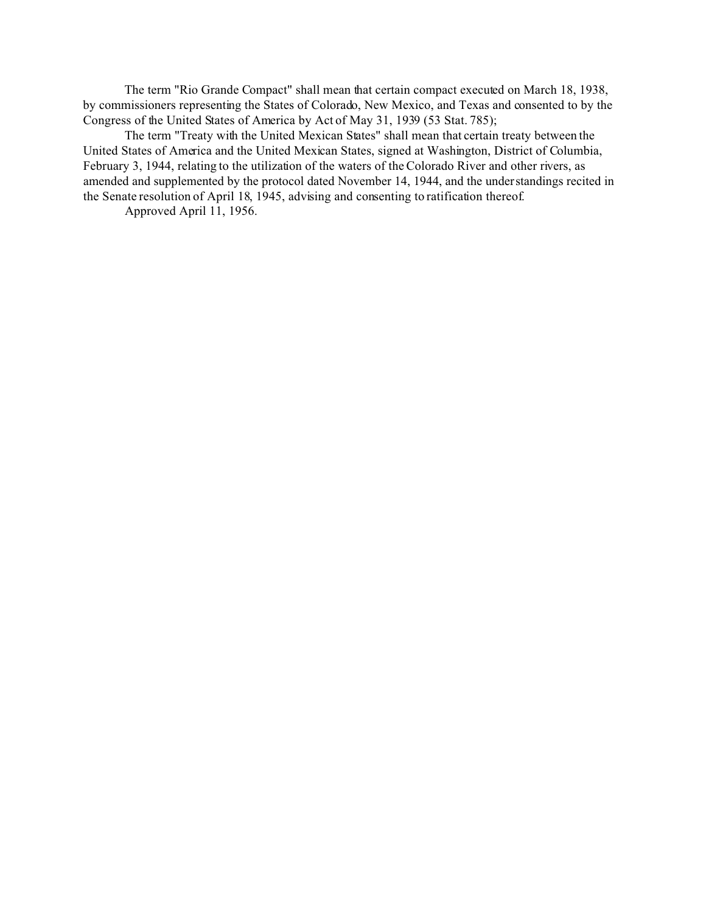The term "Rio Grande Compact" shall mean that certain compact executed on March 18, 1938, by commissioners representing the States of Colorado, New Mexico, and Texas and consented to by the Congress of the United States of America by Act of May 31, 1939 (53 Stat. 785);

The term "Treaty with the United Mexican States" shall mean that certain treaty between the United States of America and the United Mexican States, signed at Washington, District of Columbia, February 3, 1944, relating to the utilization of the waters of the Colorado River and other rivers, as amended and supplemented by the protocol dated November 14, 1944, and the understandings recited in the Senate resolution of April 18, 1945, advising and consenting to ratification thereof.

Approved April 11, 1956.